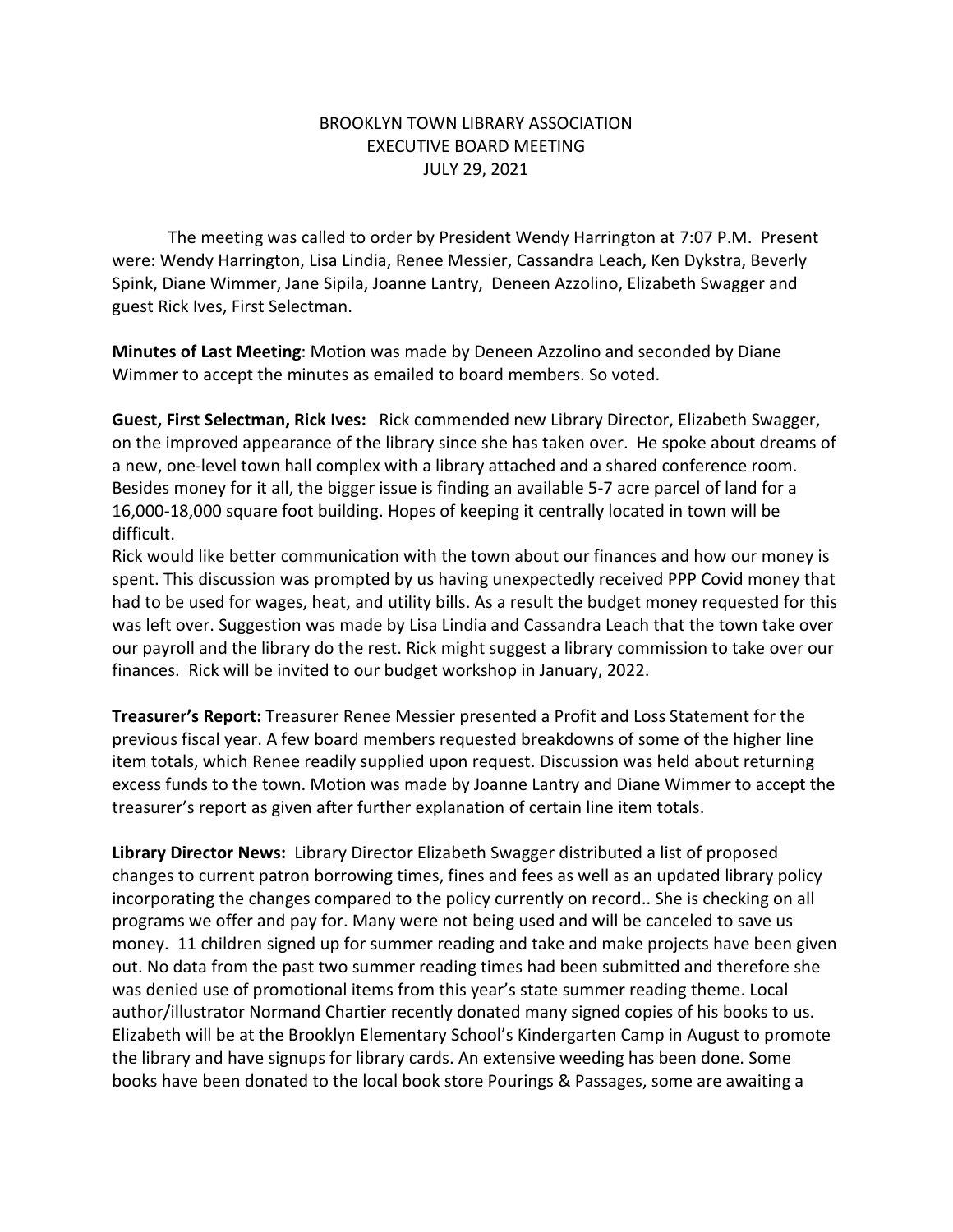BROOKLYN TOWN LIBRARY ASSOCIATION
EXECUTIVE BOARD MEETING
JULY 29, 2021

The meeting was called to order by President Wendy Harrington at 7:07 P.M. Present were: Wendy Harrington, Lisa Lindia, Renee Messier, Cassandra Leach, Ken Dykstra, Beverly Spink, Diane Wimmer, Jane Sipila, Joanne Lantry, Deneen Azzolino, Elizabeth Swagger and guest Rick Ives, First Selectman.

**Minutes of Last Meeting**: Motion was made by Deneen Azzolino and seconded by Diane Wimmer to accept the minutes as emailed to board members. So voted.

**Guest, First Selectman, Rick Ives:** Rick commended new Library Director, Elizabeth Swagger, on the improved appearance of the library since she has taken over. He spoke about dreams of a new, one-level town hall complex with a library attached and a shared conference room. Besides money for it all, the bigger issue is finding an available 5-7 acre parcel of land for a 16,000-18,000 square foot building. Hopes of keeping it centrally located in town will be difficult.

Rick would like better communication with the town about our finances and how our money is spent. This discussion was prompted by us having unexpectedly received PPP Covid money that had to be used for wages, heat, and utility bills. As a result the budget money requested for this was left over. Suggestion was made by Lisa Lindia and Cassandra Leach that the town take over our payroll and the library do the rest. Rick might suggest a library commission to take over our finances. Rick will be invited to our budget workshop in January, 2022.

**Treasurer's Report:** Treasurer Renee Messier presented a Profit and Loss Statement for the previous fiscal year. A few board members requested breakdowns of some of the higher line item totals, which Renee readily supplied upon request. Discussion was held about returning excess funds to the town. Motion was made by Joanne Lantry and Diane Wimmer to accept the treasurer's report as given after further explanation of certain line item totals.

**Library Director News:** Library Director Elizabeth Swagger distributed a list of proposed changes to current patron borrowing times, fines and fees as well as an updated library policy incorporating the changes compared to the policy currently on record.. She is checking on all programs we offer and pay for. Many were not being used and will be canceled to save us money. 11 children signed up for summer reading and take and make projects have been given out. No data from the past two summer reading times had been submitted and therefore she was denied use of promotional items from this year's state summer reading theme. Local author/illustrator Normand Chartier recently donated many signed copies of his books to us. Elizabeth will be at the Brooklyn Elementary School's Kindergarten Camp in August to promote the library and have signups for library cards. An extensive weeding has been done. Some books have been donated to the local book store Pourings & Passages, some are awaiting a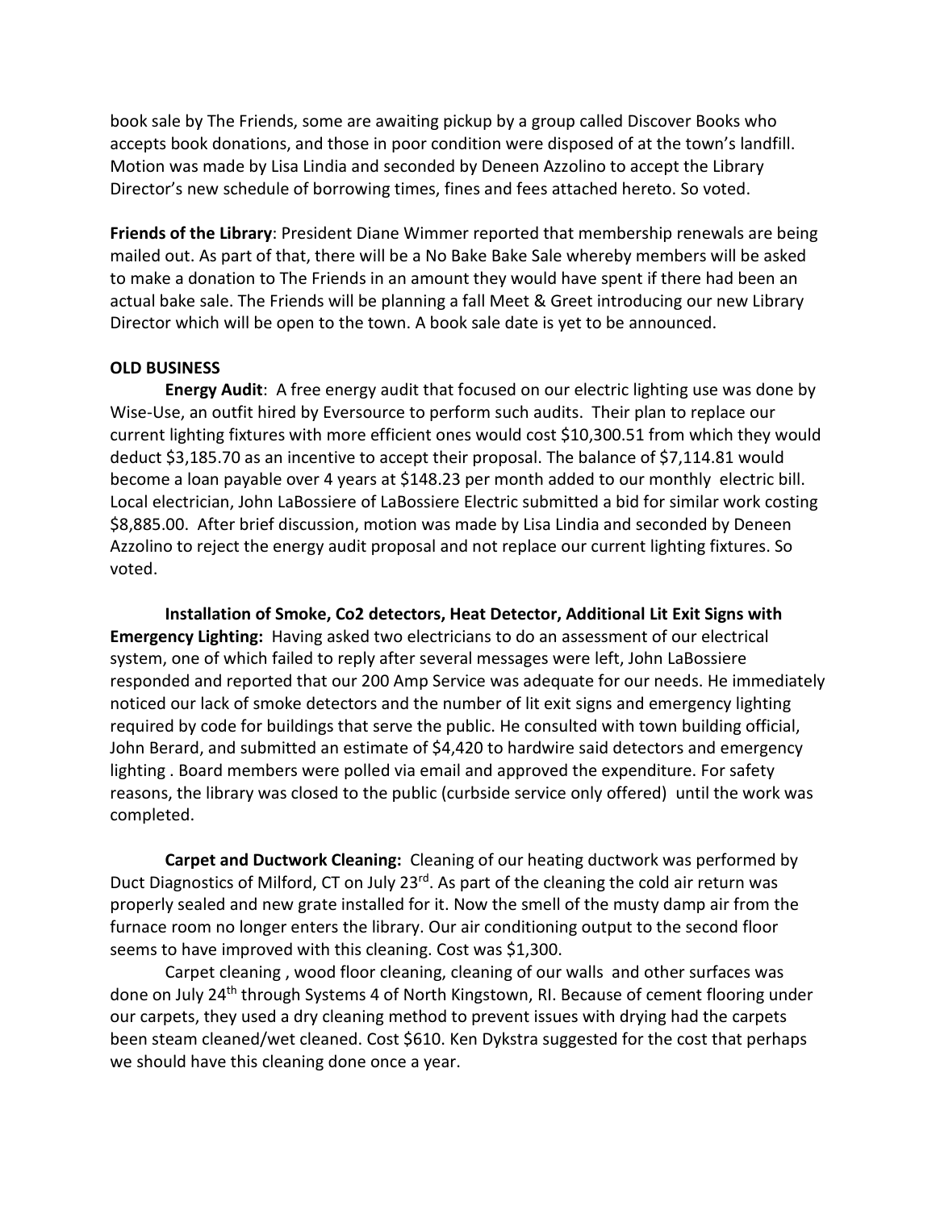book sale by The Friends, some are awaiting pickup by a group called Discover Books who accepts book donations, and those in poor condition were disposed of at the town's landfill. Motion was made by Lisa Lindia and seconded by Deneen Azzolino to accept the Library Director's new schedule of borrowing times, fines and fees attached hereto. So voted.

**Friends of the Library**: President Diane Wimmer reported that membership renewals are being mailed out. As part of that, there will be a No Bake Bake Sale whereby members will be asked to make a donation to The Friends in an amount they would have spent if there had been an actual bake sale. The Friends will be planning a fall Meet & Greet introducing our new Library Director which will be open to the town. A book sale date is yet to be announced.

**OLD BUSINESS**

**Energy Audit**: A free energy audit that focused on our electric lighting use was done by Wise-Use, an outfit hired by Eversource to perform such audits. Their plan to replace our current lighting fixtures with more efficient ones would cost $10,300.51 from which they would deduct $3,185.70 as an incentive to accept their proposal. The balance of $7,114.81 would become a loan payable over 4 years at $148.23 per month added to our monthly electric bill. Local electrician, John LaBossiere of LaBossiere Electric submitted a bid for similar work costing $8,885.00. After brief discussion, motion was made by Lisa Lindia and seconded by Deneen Azzolino to reject the energy audit proposal and not replace our current lighting fixtures. So voted.

**Installation of Smoke, Co2 detectors, Heat Detector, Additional Lit Exit Signs with Emergency Lighting:** Having asked two electricians to do an assessment of our electrical system, one of which failed to reply after several messages were left, John LaBossiere responded and reported that our 200 Amp Service was adequate for our needs. He immediately noticed our lack of smoke detectors and the number of lit exit signs and emergency lighting required by code for buildings that serve the public. He consulted with town building official, John Berard, and submitted an estimate of $4,420 to hardwire said detectors and emergency lighting . Board members were polled via email and approved the expenditure. For safety reasons, the library was closed to the public (curbside service only offered) until the work was completed.

**Carpet and Ductwork Cleaning:** Cleaning of our heating ductwork was performed by Duct Diagnostics of Milford, CT on July 23rd. As part of the cleaning the cold air return was properly sealed and new grate installed for it. Now the smell of the musty damp air from the furnace room no longer enters the library. Our air conditioning output to the second floor seems to have improved with this cleaning. Cost was $1,300.

Carpet cleaning , wood floor cleaning, cleaning of our walls and other surfaces was done on July 24th through Systems 4 of North Kingstown, RI. Because of cement flooring under our carpets, they used a dry cleaning method to prevent issues with drying had the carpets been steam cleaned/wet cleaned. Cost $610. Ken Dykstra suggested for the cost that perhaps we should have this cleaning done once a year.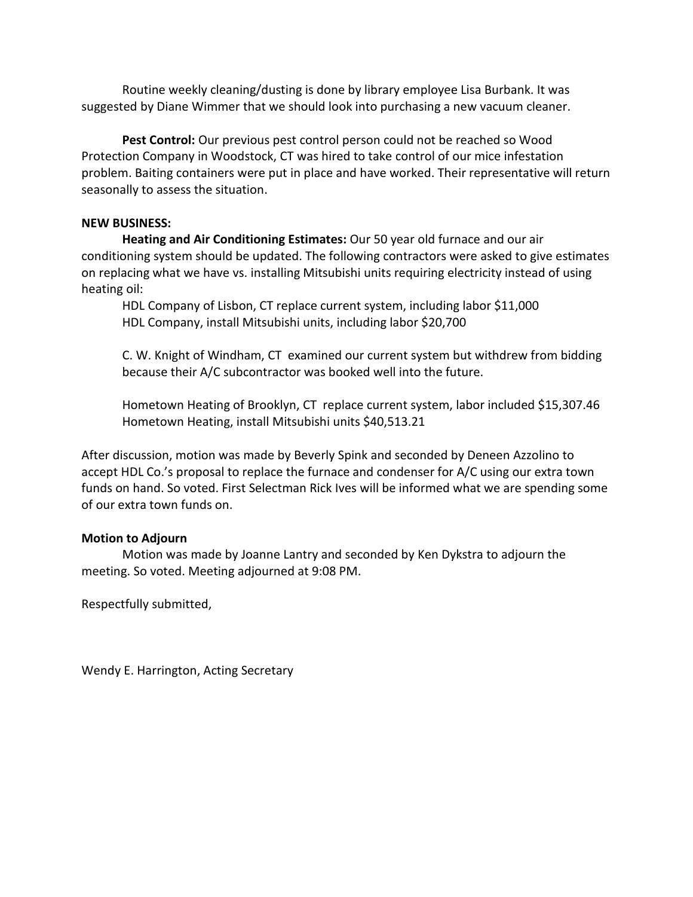Routine weekly cleaning/dusting is done by library employee Lisa Burbank. It was suggested by Diane Wimmer that we should look into purchasing a new vacuum cleaner.

**Pest Control:** Our previous pest control person could not be reached so Wood Protection Company in Woodstock, CT was hired to take control of our mice infestation problem. Baiting containers were put in place and have worked. Their representative will return seasonally to assess the situation.

**NEW BUSINESS:**

**Heating and Air Conditioning Estimates:** Our 50 year old furnace and our air conditioning system should be updated. The following contractors were asked to give estimates on replacing what we have vs. installing Mitsubishi units requiring electricity instead of using heating oil:

HDL Company of Lisbon, CT replace current system, including labor $11,000
HDL Company, install Mitsubishi units, including labor $20,700

C. W. Knight of Windham, CT examined our current system but withdrew from bidding because their A/C subcontractor was booked well into the future.

Hometown Heating of Brooklyn, CT replace current system, labor included $15,307.46
Hometown Heating, install Mitsubishi units $40,513.21

After discussion, motion was made by Beverly Spink and seconded by Deneen Azzolino to accept HDL Co.'s proposal to replace the furnace and condenser for A/C using our extra town funds on hand. So voted. First Selectman Rick Ives will be informed what we are spending some of our extra town funds on.

**Motion to Adjourn**

Motion was made by Joanne Lantry and seconded by Ken Dykstra to adjourn the meeting. So voted. Meeting adjourned at 9:08 PM.

Respectfully submitted,

Wendy E. Harrington, Acting Secretary